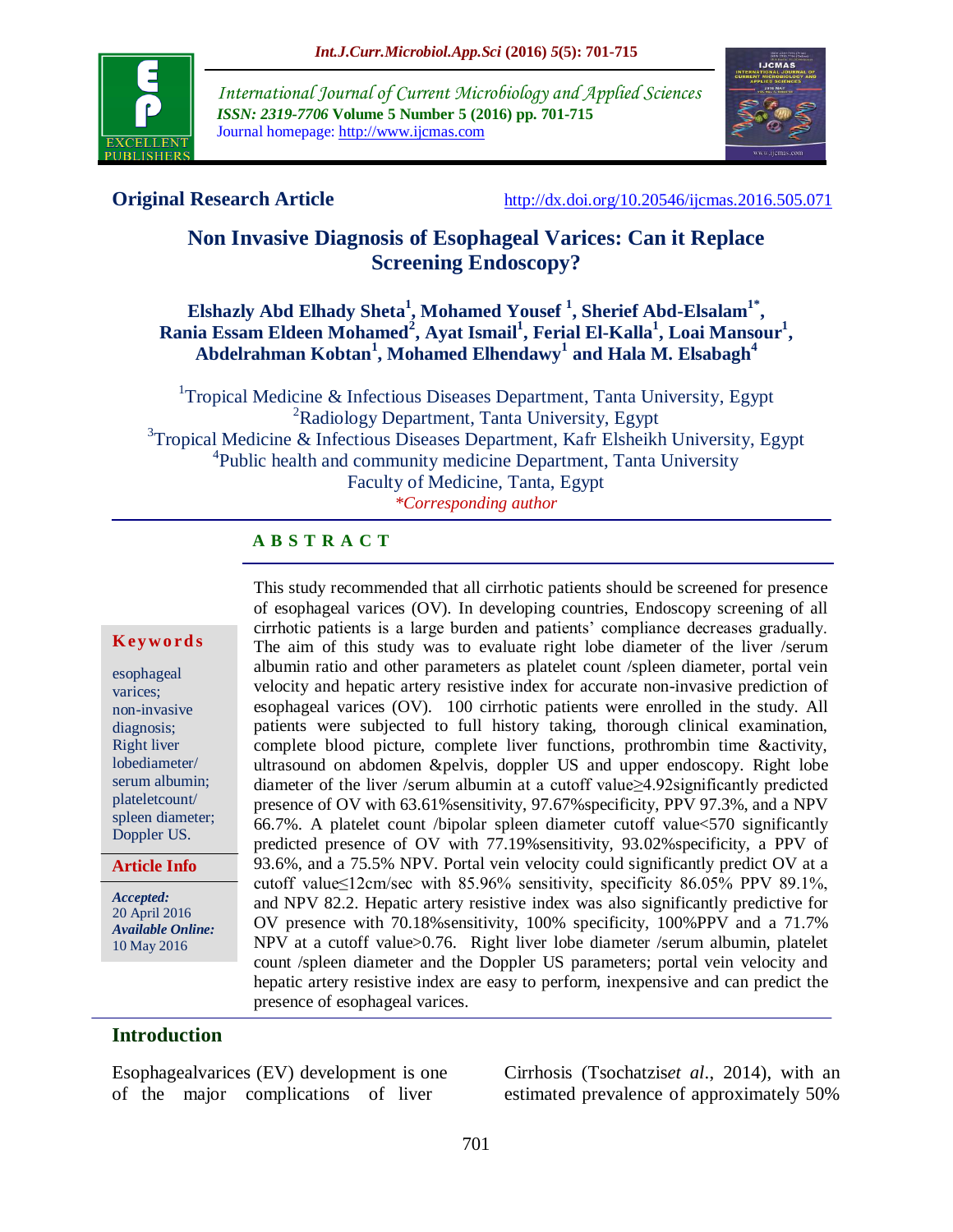**Original Research Article** http://dx.doi.org/10.20546/ijcmas.2016.505.071

# Non Invasive Diagnosis of Esophageal Varices: Can it Replace Screening Endoscopy?

**Elshazly Abd Elhady Sheta[1], Mohamed Yousef [1], Sherief Abd-Elsalam[1*], Rania Essam Eldeen Mohamed[2], Ayat Ismail[1], Ferial El-Kalla[1], Loai Mansour[1], Abdelrahman Kobtan[1], Mohamed Elhendawy[1] and Hala M. Elsabagh[4]**

[1]Tropical Medicine & Infectious Diseases Department, Tanta University, Egypt
[2]Radiology Department, Tanta University, Egypt
[3]Tropical Medicine & Infectious Diseases Department, Kafr Elsheikh University, Egypt
[4]Public health and community medicine Department, Tanta University Faculty of Medicine, Tanta, Egypt

*\*Corresponding author*

## ABSTRACT

**Keywords**

esophageal varices; non-invasive diagnosis; Right liver lobediameter/ serum albumin; plateletcount/ spleen diameter; Doppler US.

**Article Info**

*Accepted:* 20 April 2016
*Available Online:* 10 May 2016

This study recommended that all cirrhotic patients should be screened for presence of esophageal varices (OV). In developing countries, Endoscopy screening of all cirrhotic patients is a large burden and patients' compliance decreases gradually. The aim of this study was to evaluate right lobe diameter of the liver /serum albumin ratio and other parameters as platelet count /spleen diameter, portal vein velocity and hepatic artery resistive index for accurate non-invasive prediction of esophageal varices (OV). 100 cirrhotic patients were enrolled in the study. All patients were subjected to full history taking, thorough clinical examination, complete blood picture, complete liver functions, prothrombin time &activity, ultrasound on abdomen &pelvis, doppler US and upper endoscopy. Right lobe diameter of the liver /serum albumin at a cutoff value≥4.92significantly predicted presence of OV with 63.61%sensitivity, 97.67%specificity, PPV 97.3%, and a NPV 66.7%. A platelet count /bipolar spleen diameter cutoff value<570 significantly predicted presence of OV with 77.19%sensitivity, 93.02%specificity, a PPV of 93.6%, and a 75.5% NPV. Portal vein velocity could significantly predict OV at a cutoff value≤12cm/sec with 85.96% sensitivity, specificity 86.05% PPV 89.1%, and NPV 82.2. Hepatic artery resistive index was also significantly predictive for OV presence with 70.18%sensitivity, 100% specificity, 100%PPV and a 71.7% NPV at a cutoff value>0.76. Right liver lobe diameter /serum albumin, platelet count /spleen diameter and the Doppler US parameters; portal vein velocity and hepatic artery resistive index are easy to perform, inexpensive and can predict the presence of esophageal varices.

## Introduction

Esophagealvarices (EV) development is one of the major complications of liver Cirrhosis (Tsochatzis*et al.*, 2014), with an estimated prevalence of approximately 50%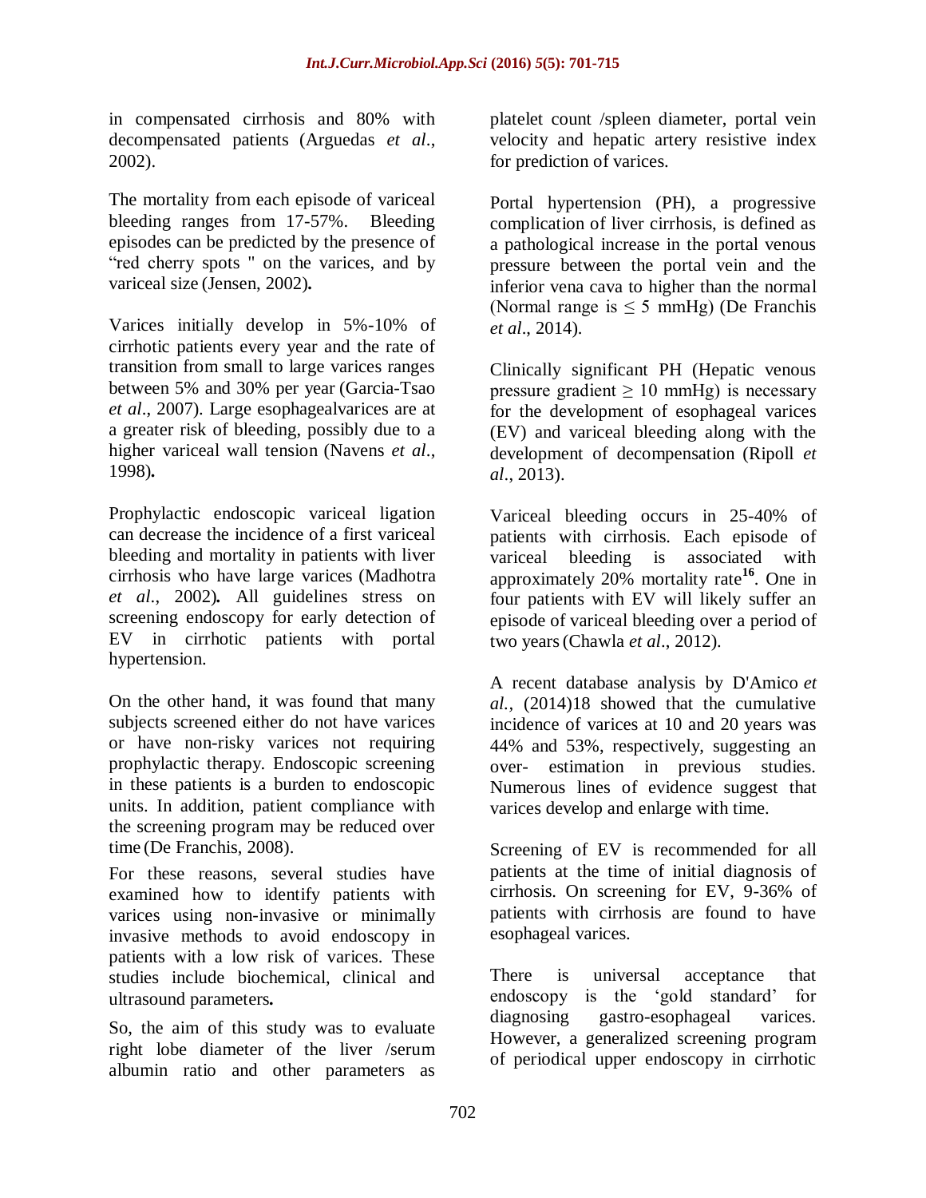in compensated cirrhosis and 80% with decompensated patients (Arguedas *et al*., 2002).

The mortality from each episode of variceal bleeding ranges from 17-57%. Bleeding episodes can be predicted by the presence of "red cherry spots " on the varices, and by variceal size (Jensen, 2002).

Varices initially develop in 5%-10% of cirrhotic patients every year and the rate of transition from small to large varices ranges between 5% and 30% per year (Garcia-Tsao *et al*., 2007). Large esophagealvarices are at a greater risk of bleeding, possibly due to a higher variceal wall tension (Navens *et al*., 1998).

Prophylactic endoscopic variceal ligation can decrease the incidence of a first variceal bleeding and mortality in patients with liver cirrhosis who have large varices (Madhotra *et al*., 2002). All guidelines stress on screening endoscopy for early detection of EV in cirrhotic patients with portal hypertension.

On the other hand, it was found that many subjects screened either do not have varices or have non-risky varices not requiring prophylactic therapy. Endoscopic screening in these patients is a burden to endoscopic units. In addition, patient compliance with the screening program may be reduced over time (De Franchis, 2008).

For these reasons, several studies have examined how to identify patients with varices using non-invasive or minimally invasive methods to avoid endoscopy in patients with a low risk of varices. These studies include biochemical, clinical and ultrasound parameters.

So, the aim of this study was to evaluate right lobe diameter of the liver /serum albumin ratio and other parameters as platelet count /spleen diameter, portal vein velocity and hepatic artery resistive index for prediction of varices.

Portal hypertension (PH), a progressive complication of liver cirrhosis, is defined as a pathological increase in the portal venous pressure between the portal vein and the inferior vena cava to higher than the normal (Normal range is $\leq$ 5 mmHg) (De Franchis *et al*., 2014).

Clinically significant PH (Hepatic venous pressure gradient $\geq$ 10 mmHg) is necessary for the development of esophageal varices (EV) and variceal bleeding along with the development of decompensation (Ripoll *et al*., 2013).

Variceal bleeding occurs in 25-40% of patients with cirrhosis. Each episode of variceal bleeding is associated with approximately 20% mortality rate[16]. One in four patients with EV will likely suffer an episode of variceal bleeding over a period of two years (Chawla *et al*., 2012).

A recent database analysis by D'Amico *et al.*, (2014)18 showed that the cumulative incidence of varices at 10 and 20 years was 44% and 53%, respectively, suggesting an over- estimation in previous studies. Numerous lines of evidence suggest that varices develop and enlarge with time.

Screening of EV is recommended for all patients at the time of initial diagnosis of cirrhosis. On screening for EV, 9-36% of patients with cirrhosis are found to have esophageal varices.

There is universal acceptance that endoscopy is the 'gold standard' for diagnosing gastro-esophageal varices. However, a generalized screening program of periodical upper endoscopy in cirrhotic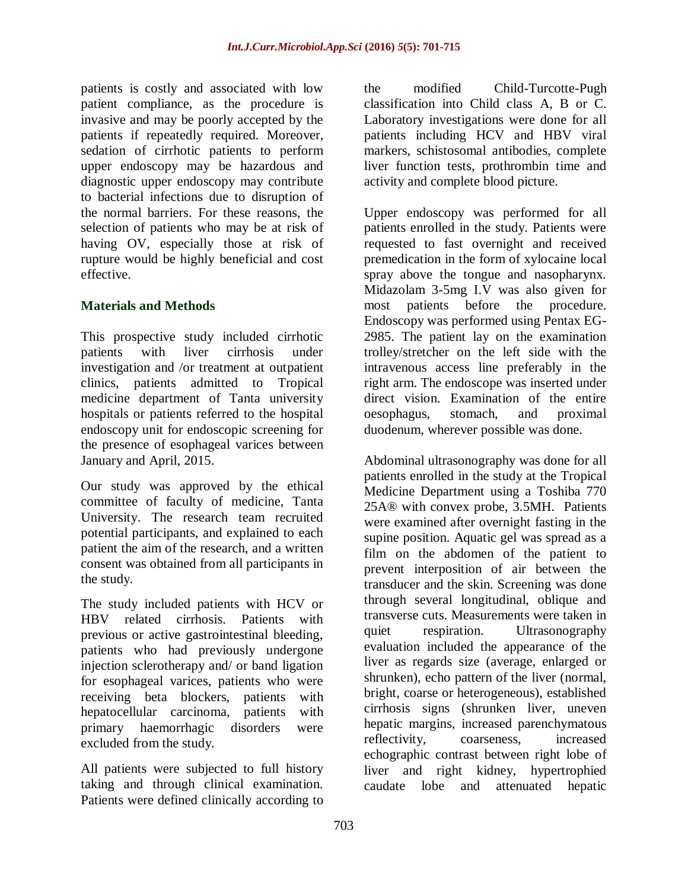patients is costly and associated with low patient compliance, as the procedure is invasive and may be poorly accepted by the patients if repeatedly required. Moreover, sedation of cirrhotic patients to perform upper endoscopy may be hazardous and diagnostic upper endoscopy may contribute to bacterial infections due to disruption of the normal barriers. For these reasons, the selection of patients who may be at risk of having OV, especially those at risk of rupture would be highly beneficial and cost effective.

## Materials and Methods

This prospective study included cirrhotic patients with liver cirrhosis under investigation and /or treatment at outpatient clinics, patients admitted to Tropical medicine department of Tanta university hospitals or patients referred to the hospital endoscopy unit for endoscopic screening for the presence of esophageal varices between January and April, 2015.

Our study was approved by the ethical committee of faculty of medicine, Tanta University. The research team recruited potential participants, and explained to each patient the aim of the research, and a written consent was obtained from all participants in the study.

The study included patients with HCV or HBV related cirrhosis. Patients with previous or active gastrointestinal bleeding, patients who had previously undergone injection sclerotherapy and/ or band ligation for esophageal varices, patients who were receiving beta blockers, patients with hepatocellular carcinoma, patients with primary haemorrhagic disorders were excluded from the study.

All patients were subjected to full history taking and through clinical examination. Patients were defined clinically according to the modified Child-Turcotte-Pugh classification into Child class A, B or C. Laboratory investigations were done for all patients including HCV and HBV viral markers, schistosomal antibodies, complete liver function tests, prothrombin time and activity and complete blood picture.

Upper endoscopy was performed for all patients enrolled in the study. Patients were requested to fast overnight and received premedication in the form of xylocaine local spray above the tongue and nasopharynx. Midazolam 3-5mg I.V was also given for most patients before the procedure. Endoscopy was performed using Pentax EG-2985. The patient lay on the examination trolley/stretcher on the left side with the intravenous access line preferably in the right arm. The endoscope was inserted under direct vision. Examination of the entire oesophagus, stomach, and proximal duodenum, wherever possible was done.

Abdominal ultrasonography was done for all patients enrolled in the study at the Tropical Medicine Department using a Toshiba 770 25A® with convex probe, 3.5MH. Patients were examined after overnight fasting in the supine position. Aquatic gel was spread as a film on the abdomen of the patient to prevent interposition of air between the transducer and the skin. Screening was done through several longitudinal, oblique and transverse cuts. Measurements were taken in quiet respiration. Ultrasonography evaluation included the appearance of the liver as regards size (average, enlarged or shrunken), echo pattern of the liver (normal, bright, coarse or heterogeneous), established cirrhosis signs (shrunken liver, uneven hepatic margins, increased parenchymatous reflectivity, coarseness, increased echographic contrast between right lobe of liver and right kidney, hypertrophied caudate lobe and attenuated hepatic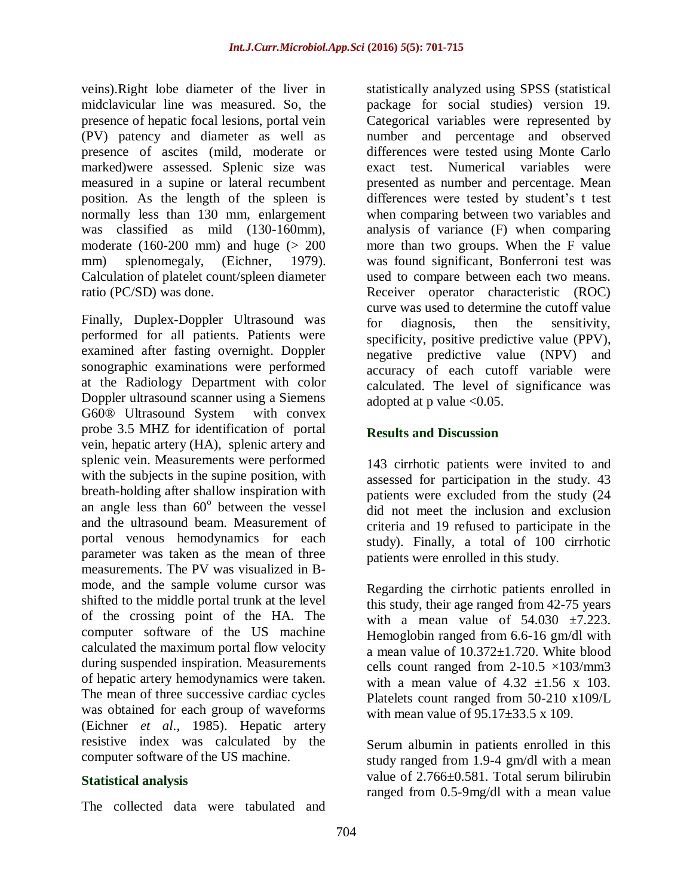veins).Right lobe diameter of the liver in midclavicular line was measured. So, the presence of hepatic focal lesions, portal vein (PV) patency and diameter as well as presence of ascites (mild, moderate or marked)were assessed. Splenic size was measured in a supine or lateral recumbent position. As the length of the spleen is normally less than 130 mm, enlargement was classified as mild (130-160mm), moderate (160-200 mm) and huge (> 200 mm) splenomegaly, (Eichner, 1979). Calculation of platelet count/spleen diameter ratio (PC/SD) was done.

Finally, Duplex-Doppler Ultrasound was performed for all patients. Patients were examined after fasting overnight. Doppler sonographic examinations were performed at the Radiology Department with color Doppler ultrasound scanner using a Siemens G60® Ultrasound System with convex probe 3.5 MHZ for identification of portal vein, hepatic artery (HA), splenic artery and splenic vein. Measurements were performed with the subjects in the supine position, with breath-holding after shallow inspiration with an angle less than $60^o$ between the vessel and the ultrasound beam. Measurement of portal venous hemodynamics for each parameter was taken as the mean of three measurements. The PV was visualized in B-mode, and the sample volume cursor was shifted to the middle portal trunk at the level of the crossing point of the HA. The computer software of the US machine calculated the maximum portal flow velocity during suspended inspiration. Measurements of hepatic artery hemodynamics were taken. The mean of three successive cardiac cycles was obtained for each group of waveforms (Eichner *et al*., 1985). Hepatic artery resistive index was calculated by the computer software of the US machine.

## Statistical analysis

The collected data were tabulated and statistically analyzed using SPSS (statistical package for social studies) version 19. Categorical variables were represented by number and percentage and observed differences were tested using Monte Carlo exact test. Numerical variables were presented as number and percentage. Mean differences were tested by student's t test when comparing between two variables and analysis of variance (F) when comparing more than two groups. When the F value was found significant, Bonferroni test was used to compare between each two means. Receiver operator characteristic (ROC) curve was used to determine the cutoff value for diagnosis, then the sensitivity, specificity, positive predictive value (PPV), negative predictive value (NPV) and accuracy of each cutoff variable were calculated. The level of significance was adopted at p value <0.05.

## Results and Discussion

143 cirrhotic patients were invited to and assessed for participation in the study. 43 patients were excluded from the study (24 did not meet the inclusion and exclusion criteria and 19 refused to participate in the study). Finally, a total of 100 cirrhotic patients were enrolled in this study.

Regarding the cirrhotic patients enrolled in this study, their age ranged from 42-75 years with a mean value of 54.030 ±7.223. Hemoglobin ranged from 6.6-16 gm/dl with a mean value of 10.372±1.720. White blood cells count ranged from 2-10.5 ×103/mm3 with a mean value of 4.32 ±1.56 x 103. Platelets count ranged from 50-210 x109/L with mean value of 95.17±33.5 x 109.

Serum albumin in patients enrolled in this study ranged from 1.9-4 gm/dl with a mean value of 2.766±0.581. Total serum bilirubin ranged from 0.5-9mg/dl with a mean value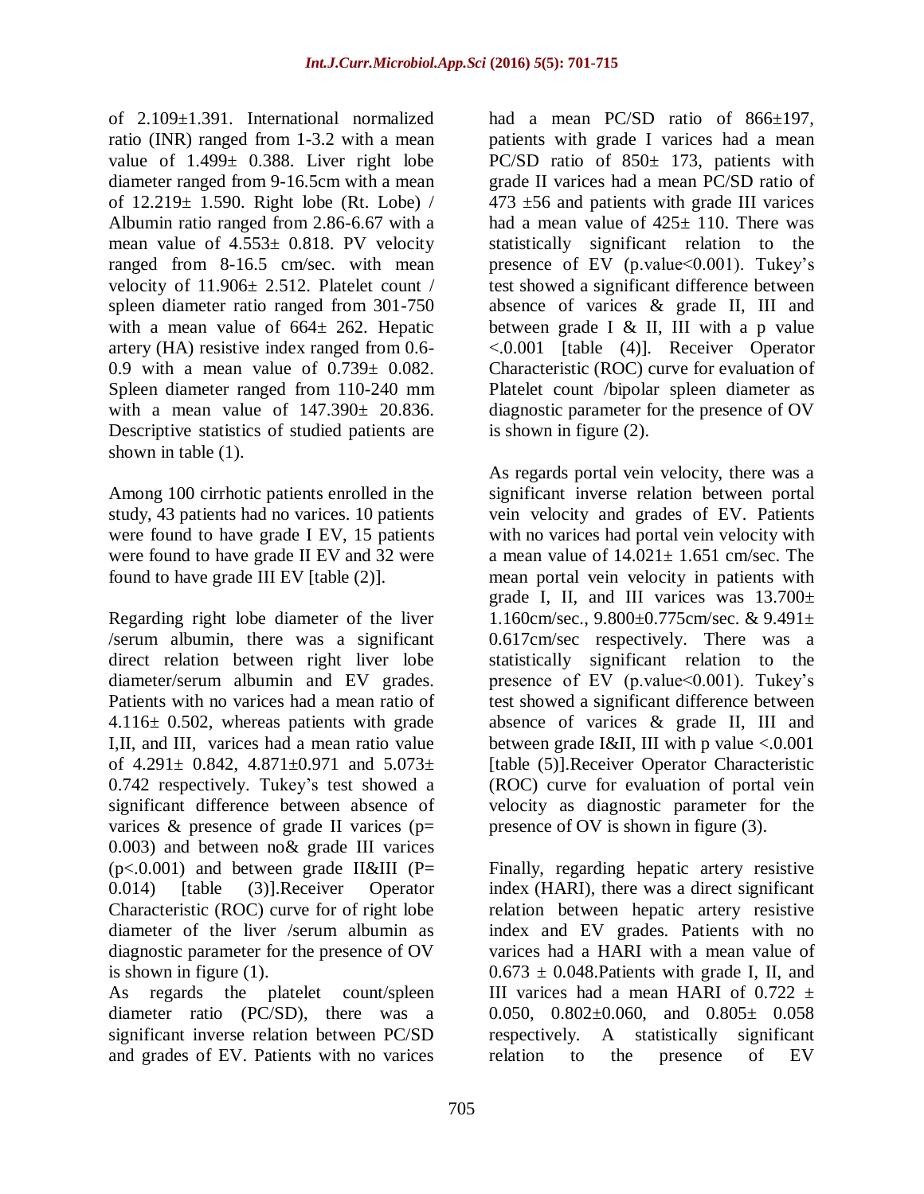of 2.109±1.391. International normalized ratio (INR) ranged from 1-3.2 with a mean value of 1.499± 0.388. Liver right lobe diameter ranged from 9-16.5cm with a mean of 12.219± 1.590. Right lobe (Rt. Lobe) / Albumin ratio ranged from 2.86-6.67 with a mean value of 4.553± 0.818. PV velocity ranged from 8-16.5 cm/sec. with mean velocity of 11.906± 2.512. Platelet count / spleen diameter ratio ranged from 301-750 with a mean value of 664± 262. Hepatic artery (HA) resistive index ranged from 0.6-0.9 with a mean value of 0.739± 0.082. Spleen diameter ranged from 110-240 mm with a mean value of 147.390± 20.836. Descriptive statistics of studied patients are shown in table (1).

Among 100 cirrhotic patients enrolled in the study, 43 patients had no varices. 10 patients were found to have grade I EV, 15 patients were found to have grade II EV and 32 were found to have grade III EV [table (2)].

Regarding right lobe diameter of the liver /serum albumin, there was a significant direct relation between right liver lobe diameter/serum albumin and EV grades. Patients with no varices had a mean ratio of 4.116± 0.502, whereas patients with grade I,II, and III, varices had a mean ratio value of 4.291± 0.842, 4.871±0.971 and 5.073± 0.742 respectively. Tukey's test showed a significant difference between absence of varices & presence of grade II varices (p= 0.003) and between no& grade III varices (p<.0.001) and between grade II&III (P= 0.014) [table (3)].Receiver Operator Characteristic (ROC) curve for of right lobe diameter of the liver /serum albumin as diagnostic parameter for the presence of OV is shown in figure (1).

As regards the platelet count/spleen diameter ratio (PC/SD), there was a significant inverse relation between PC/SD and grades of EV. Patients with no varices had a mean PC/SD ratio of 866±197, patients with grade I varices had a mean PC/SD ratio of 850± 173, patients with grade II varices had a mean PC/SD ratio of 473 ±56 and patients with grade III varices had a mean value of 425± 110. There was statistically significant relation to the presence of EV (p.value<0.001). Tukey's test showed a significant difference between absence of varices & grade II, III and between grade I & II, III with a p value <.0.001 [table (4)]. Receiver Operator Characteristic (ROC) curve for evaluation of Platelet count /bipolar spleen diameter as diagnostic parameter for the presence of OV is shown in figure (2).

As regards portal vein velocity, there was a significant inverse relation between portal vein velocity and grades of EV. Patients with no varices had portal vein velocity with a mean value of 14.021± 1.651 cm/sec. The mean portal vein velocity in patients with grade I, II, and III varices was 13.700± 1.160cm/sec., 9.800±0.775cm/sec. & 9.491± 0.617cm/sec respectively. There was a statistically significant relation to the presence of EV (p.value<0.001). Tukey's test showed a significant difference between absence of varices & grade II, III and between grade I&II, III with p value <.0.001 [table (5)].Receiver Operator Characteristic (ROC) curve for evaluation of portal vein velocity as diagnostic parameter for the presence of OV is shown in figure (3).

Finally, regarding hepatic artery resistive index (HARI), there was a direct significant relation between hepatic artery resistive index and EV grades. Patients with no varices had a HARI with a mean value of 0.673 ± 0.048.Patients with grade I, II, and III varices had a mean HARI of 0.722 ± 0.050, 0.802±0.060, and 0.805± 0.058 respectively. A statistically significant relation to the presence of EV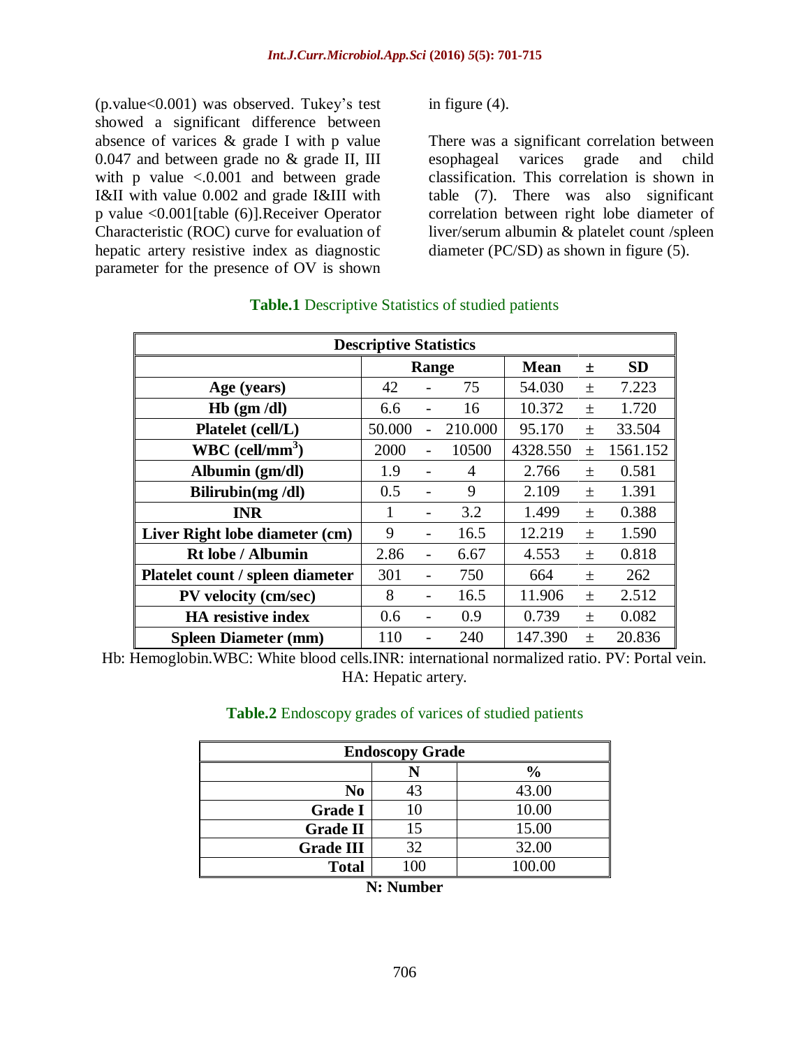(p.value<0.001) was observed. Tukey's test showed a significant difference between absence of varices & grade I with p value 0.047 and between grade no & grade II, III with p value <.0.001 and between grade I&II with value 0.002 and grade I&III with p value <0.001[table (6)].Receiver Operator Characteristic (ROC) curve for evaluation of hepatic artery resistive index as diagnostic parameter for the presence of OV is shown in figure (4).

There was a significant correlation between esophageal varices grade and child classification. This correlation is shown in table (7). There was also significant correlation between right lobe diameter of liver/serum albumin & platelet count /spleen diameter (PC/SD) as shown in figure (5).

**Table.1** Descriptive Statistics of studied patients

| Descriptive Statistics | | | | | | |
|---|---|---|---|---|---|---|
| | Range | | | Mean | ± | SD |
| **Age (years)** | 42 | - | 75 | 54.030 | ± | 7.223 |
| **Hb (gm /dl)** | 6.6 | - | 16 | 10.372 | ± | 1.720 |
| **Platelet (cell/L)** | 50.000 | - | 210.000 | 95.170 | ± | 33.504 |
| **WBC (cell/mm$^3$)** | 2000 | - | 10500 | 4328.550 | ± | 1561.152 |
| **Albumin (gm/dl)** | 1.9 | - | 4 | 2.766 | ± | 0.581 |
| **Bilirubin(mg /dl)** | 0.5 | - | 9 | 2.109 | ± | 1.391 |
| **INR** | 1 | - | 3.2 | 1.499 | ± | 0.388 |
| **Liver Right lobe diameter (cm)** | 9 | - | 16.5 | 12.219 | ± | 1.590 |
| **Rt lobe / Albumin** | 2.86 | - | 6.67 | 4.553 | ± | 0.818 |
| **Platelet count / spleen diameter** | 301 | - | 750 | 664 | ± | 262 |
| **PV velocity (cm/sec)** | 8 | - | 16.5 | 11.906 | ± | 2.512 |
| **HA resistive index** | 0.6 | - | 0.9 | 0.739 | ± | 0.082 |
| **Spleen Diameter (mm)** | 110 | - | 240 | 147.390 | ± | 20.836 |

Hb: Hemoglobin.WBC: White blood cells.INR: international normalized ratio. PV: Portal vein. HA: Hepatic artery.

**Table.2** Endoscopy grades of varices of studied patients

| Endoscopy Grade | | |
|---|---|---|
| | N | % |
| **No** | 43 | 43.00 |
| **Grade I** | 10 | 10.00 |
| **Grade II** | 15 | 15.00 |
| **Grade III** | 32 | 32.00 |
| **Total** | 100 | 100.00 |

**N: Number**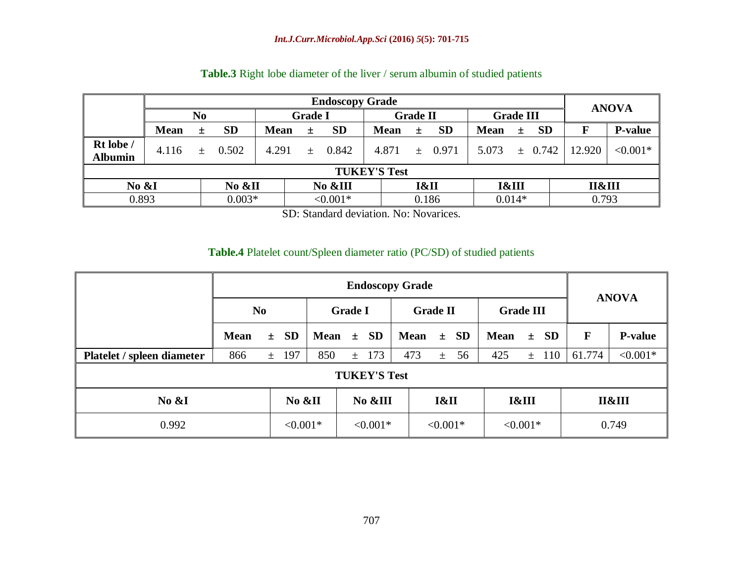**Table.3** Right lobe diameter of the liver / serum albumin of studied patients

| | Endoscopy Grade | | | | | | | | | | | | ANOVA | |
|---|---|---|---|---|---|---|---|---|---|---|---|---|---|---|
| | No | | | Grade I | | | Grade II | | | Grade III | | | | |
| | Mean | ± | SD | Mean | ± | SD | Mean | ± | SD | Mean | ± | SD | F | P-value |
| **Rt lobe / Albumin** | 4.116 | ± | 0.502 | 4.291 | ± | 0.842 | 4.871 | ± | 0.971 | 5.073 | ± | 0.742 | 12.920 | <0.001* |

| TUKEY'S Test | | | | | |
|---|---|---|---|---|---|
| **No &I** | **No &II** | **No &III** | **I&II** | **I&III** | **II&III** |
| 0.893 | 0.003* | <0.001* | 0.186 | 0.014* | 0.793 |

SD: Standard deviation. No: Novarices.

**Table.4** Platelet count/Spleen diameter ratio (PC/SD) of studied patients

| | Endoscopy Grade | | | | | | | | | | | | ANOVA | |
|---|---|---|---|---|---|---|---|---|---|---|---|---|---|---|
| | No | | | Grade I | | | Grade II | | | Grade III | | | | |
| | Mean | ± | SD | Mean | ± | SD | Mean | ± | SD | Mean | ± | SD | F | P-value |
| **Platelet / spleen diameter** | 866 | ± | 197 | 850 | ± | 173 | 473 | ± | 56 | 425 | ± | 110 | 61.774 | <0.001* |

| TUKEY'S Test | | | | | |
|---|---|---|---|---|---|
| **No &I** | **No &II** | **No &III** | **I&II** | **I&III** | **II&III** |
| 0.992 | <0.001* | <0.001* | <0.001* | <0.001* | 0.749 |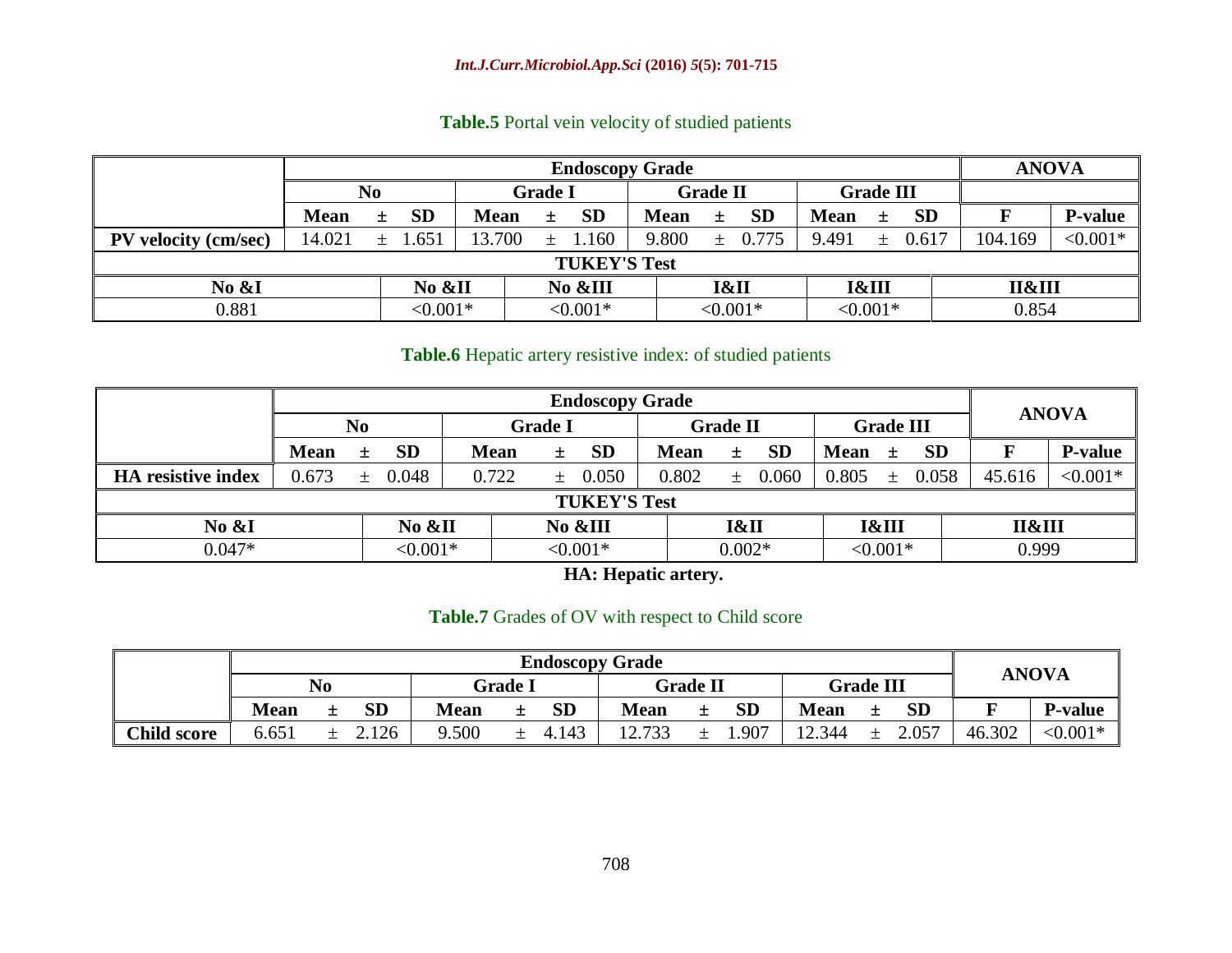**Table.5** Portal vein velocity of studied patients

| | Endoscopy Grade | | | | | | | | | | | | ANOVA | |
|---|---|---|---|---|---|---|---|---|---|---|---|---|---|---|
| | No | | | Grade I | | | Grade II | | | Grade III | | | | |
| | Mean | ± | SD | Mean | ± | SD | Mean | ± | SD | Mean | ± | SD | F | P-value |
| PV velocity (cm/sec) | 14.021 | ± | 1.651 | 13.700 | ± | 1.160 | 9.800 | ± | 0.775 | 9.491 | ± | 0.617 | 104.169 | <0.001* |

**TUKEY'S Test**

| No &I | No &II | No &III | I&II | I&III | II&III |
|---|---|---|---|---|---|
| 0.881 | <0.001* | <0.001* | <0.001* | <0.001* | 0.854 |

**Table.6** Hepatic artery resistive index: of studied patients

| | Endoscopy Grade | | | | | | | | | | | | ANOVA | |
|---|---|---|---|---|---|---|---|---|---|---|---|---|---|---|
| | No | | | Grade I | | | Grade II | | | Grade III | | | | |
| | Mean | ± | SD | Mean | ± | SD | Mean | ± | SD | Mean | ± | SD | F | P-value |
| HA resistive index | 0.673 | ± | 0.048 | 0.722 | ± | 0.050 | 0.802 | ± | 0.060 | 0.805 | ± | 0.058 | 45.616 | <0.001* |

**TUKEY'S Test**

| No &I | No &II | No &III | I&II | I&III | II&III |
|---|---|---|---|---|---|
| 0.047* | <0.001* | <0.001* | 0.002* | <0.001* | 0.999 |

**HA: Hepatic artery.**

**Table.7** Grades of OV with respect to Child score

| | Endoscopy Grade | | | | | | | | | | | | ANOVA | |
|---|---|---|---|---|---|---|---|---|---|---|---|---|---|---|
| | No | | | Grade I | | | Grade II | | | Grade III | | | | |
| | Mean | ± | SD | Mean | ± | SD | Mean | ± | SD | Mean | ± | SD | F | P-value |
| Child score | 6.651 | ± | 2.126 | 9.500 | ± | 4.143 | 12.733 | ± | 1.907 | 12.344 | ± | 2.057 | 46.302 | <0.001* |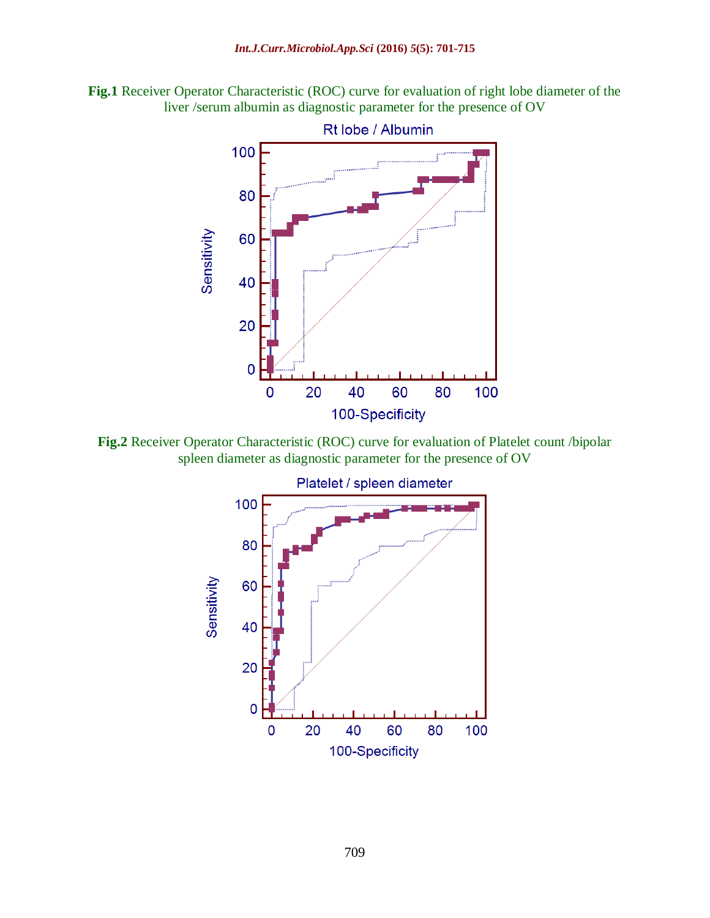**Fig.1** Receiver Operator Characteristic (ROC) curve for evaluation of right lobe diameter of the liver /serum albumin as diagnostic parameter for the presence of OV

**Fig.2** Receiver Operator Characteristic (ROC) curve for evaluation of Platelet count /bipolar spleen diameter as diagnostic parameter for the presence of OV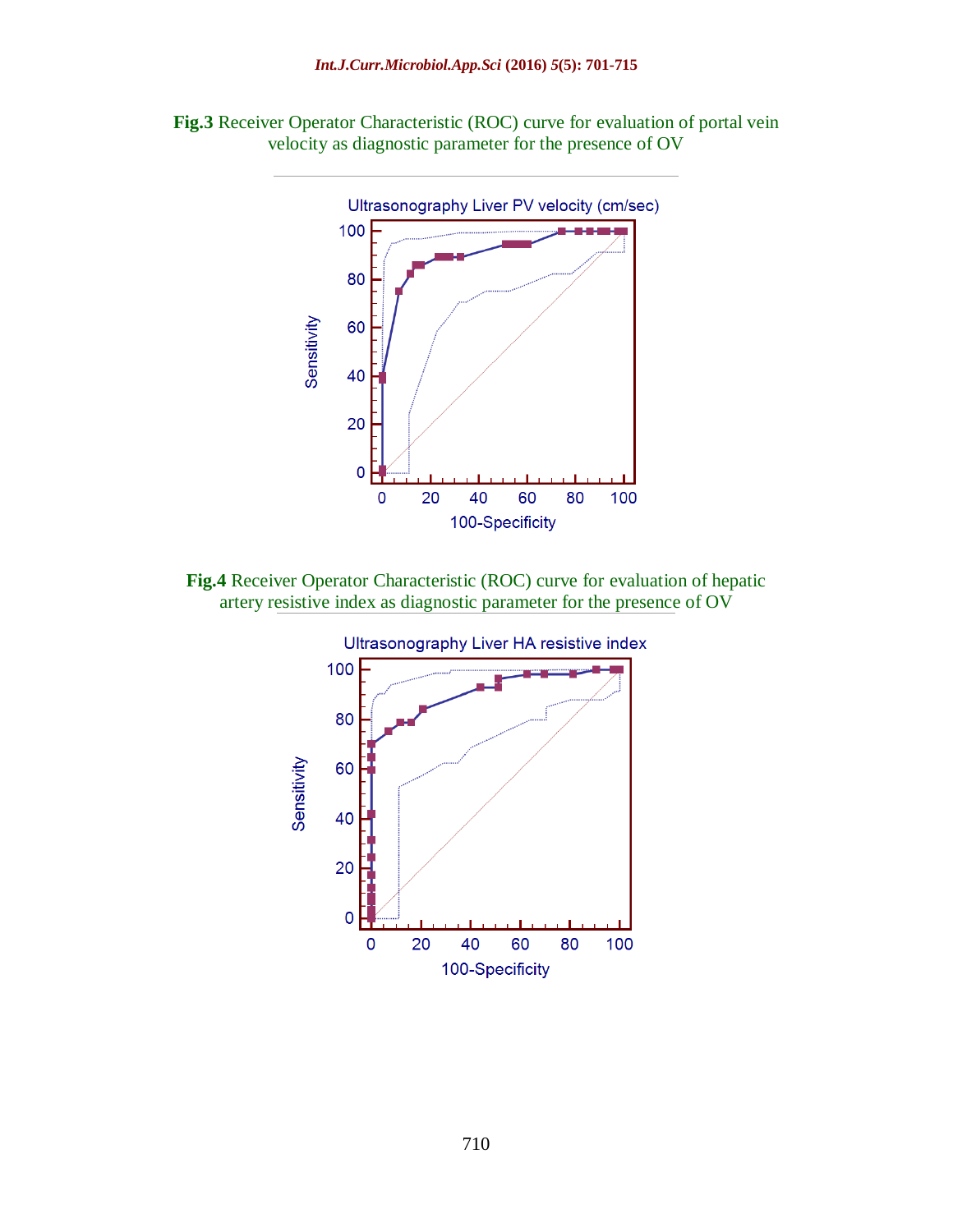**Fig.3** Receiver Operator Characteristic (ROC) curve for evaluation of portal vein velocity as diagnostic parameter for the presence of OV

**Fig.4** Receiver Operator Characteristic (ROC) curve for evaluation of hepatic artery resistive index as diagnostic parameter for the presence of OV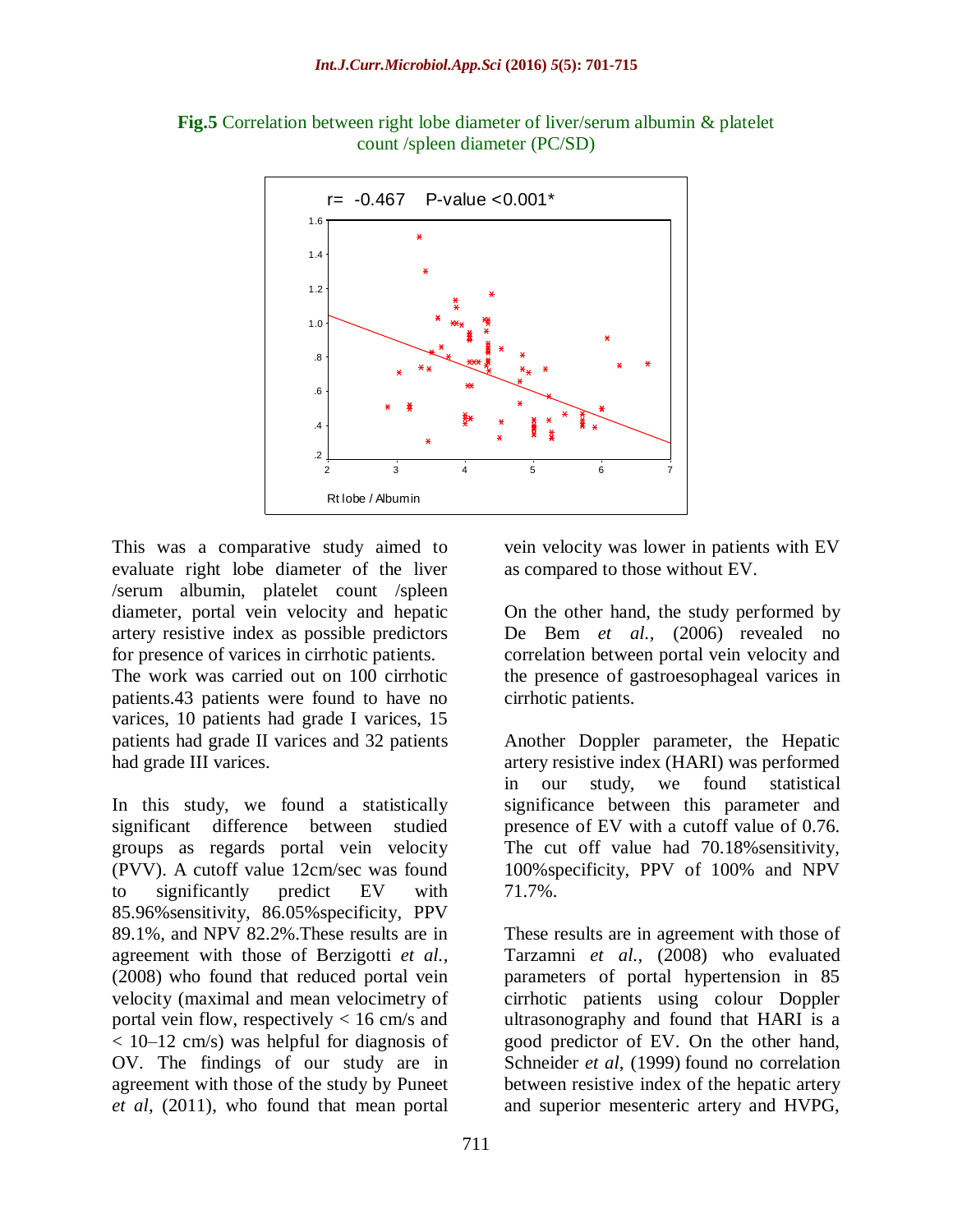**Fig.5** Correlation between right lobe diameter of liver/serum albumin & platelet count /spleen diameter (PC/SD)

This was a comparative study aimed to evaluate right lobe diameter of the liver /serum albumin, platelet count /spleen diameter, portal vein velocity and hepatic artery resistive index as possible predictors for presence of varices in cirrhotic patients. The work was carried out on 100 cirrhotic patients.43 patients were found to have no varices, 10 patients had grade I varices, 15 patients had grade II varices and 32 patients had grade III varices.

In this study, we found a statistically significant difference between studied groups as regards portal vein velocity (PVV). A cutoff value 12cm/sec was found to significantly predict EV with 85.96%sensitivity, 86.05%specificity, PPV 89.1%, and NPV 82.2%.These results are in agreement with those of Berzigotti *et al.,* (2008) who found that reduced portal vein velocity (maximal and mean velocimetry of portal vein flow, respectively < 16 cm/s and < 10–12 cm/s) was helpful for diagnosis of OV. The findings of our study are in agreement with those of the study by Puneet *et al,* (2011), who found that mean portal vein velocity was lower in patients with EV as compared to those without EV.

On the other hand, the study performed by De Bem *et al.,* (2006) revealed no correlation between portal vein velocity and the presence of gastroesophageal varices in cirrhotic patients.

Another Doppler parameter, the Hepatic artery resistive index (HARI) was performed in our study, we found statistical significance between this parameter and presence of EV with a cutoff value of 0.76. The cut off value had 70.18%sensitivity, 100%specificity, PPV of 100% and NPV 71.7%.

These results are in agreement with those of Tarzamni *et al.,* (2008) who evaluated parameters of portal hypertension in 85 cirrhotic patients using colour Doppler ultrasonography and found that HARI is a good predictor of EV. On the other hand, Schneider *et al,* (1999) found no correlation between resistive index of the hepatic artery and superior mesenteric artery and HVPG,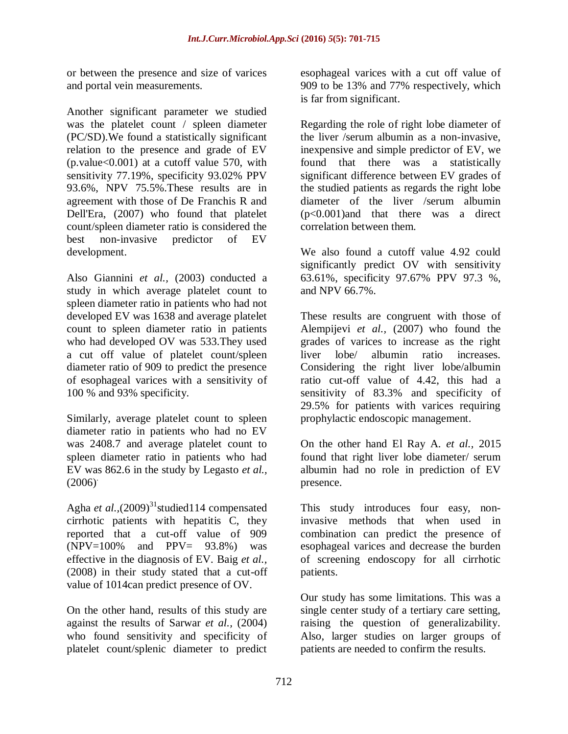or between the presence and size of varices and portal vein measurements.

Another significant parameter we studied was the platelet count / spleen diameter (PC/SD).We found a statistically significant relation to the presence and grade of EV (p.value<0.001) at a cutoff value 570, with sensitivity 77.19%, specificity 93.02% PPV 93.6%, NPV 75.5%.These results are in agreement with those of De Franchis R and Dell'Era, (2007) who found that platelet count/spleen diameter ratio is considered the best non-invasive predictor of EV development.

Also Giannini *et al.,* (2003) conducted a study in which average platelet count to spleen diameter ratio in patients who had not developed EV was 1638 and average platelet count to spleen diameter ratio in patients who had developed OV was 533.They used a cut off value of platelet count/spleen diameter ratio of 909 to predict the presence of esophageal varices with a sensitivity of 100 % and 93% specificity.

Similarly, average platelet count to spleen diameter ratio in patients who had no EV was 2408.7 and average platelet count to spleen diameter ratio in patients who had EV was 862.6 in the study by Legasto *et al.,* (2006).

Agha *et al.,*(2009)[31]studied114 compensated cirrhotic patients with hepatitis C, they reported that a cut-off value of 909 (NPV=100% and PPV= 93.8%) was effective in the diagnosis of EV. Baig *et al.,* (2008) in their study stated that a cut-off value of 1014can predict presence of OV.

On the other hand, results of this study are against the results of Sarwar *et al.,* (2004) who found sensitivity and specificity of platelet count/splenic diameter to predict esophageal varices with a cut off value of 909 to be 13% and 77% respectively, which is far from significant.

Regarding the role of right lobe diameter of the liver /serum albumin as a non-invasive, inexpensive and simple predictor of EV, we found that there was a statistically significant difference between EV grades of the studied patients as regards the right lobe diameter of the liver /serum albumin (p<0.001)and that there was a direct correlation between them.

We also found a cutoff value 4.92 could significantly predict OV with sensitivity 63.61%, specificity 97.67% PPV 97.3 %, and NPV 66.7%.

These results are congruent with those of Alempijevi *et al.,* (2007) who found the grades of varices to increase as the right liver lobe/ albumin ratio increases. Considering the right liver lobe/albumin ratio cut-off value of 4.42, this had a sensitivity of 83.3% and specificity of 29.5% for patients with varices requiring prophylactic endoscopic management.

On the other hand El Ray A. *et al.,* 2015 found that right liver lobe diameter/ serum albumin had no role in prediction of EV presence.

This study introduces four easy, non-invasive methods that when used in combination can predict the presence of esophageal varices and decrease the burden of screening endoscopy for all cirrhotic patients.

Our study has some limitations. This was a single center study of a tertiary care setting, raising the question of generalizability. Also, larger studies on larger groups of patients are needed to confirm the results.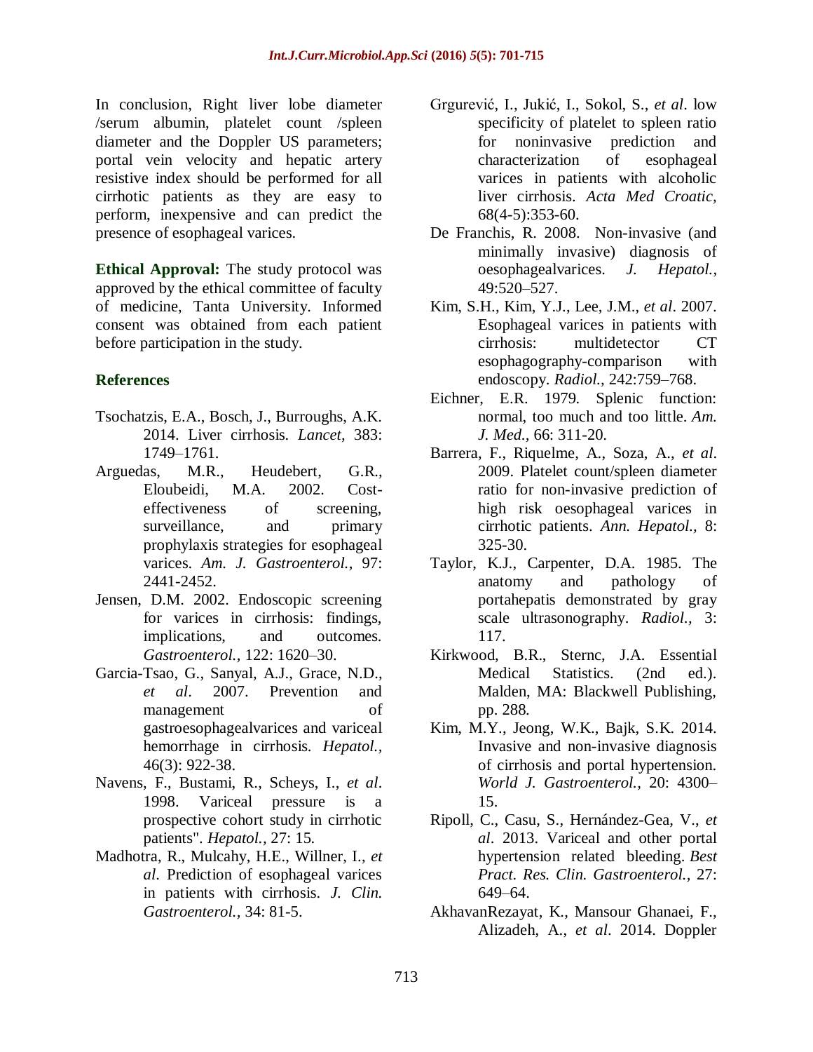In conclusion, Right liver lobe diameter /serum albumin, platelet count /spleen diameter and the Doppler US parameters; portal vein velocity and hepatic artery resistive index should be performed for all cirrhotic patients as they are easy to perform, inexpensive and can predict the presence of esophageal varices.

**Ethical Approval:** The study protocol was approved by the ethical committee of faculty of medicine, Tanta University. Informed consent was obtained from each patient before participation in the study.

## References

Tsochatzis, E.A., Bosch, J., Burroughs, A.K. 2014. Liver cirrhosis. *Lancet,* 383: 1749–1761.

Arguedas, M.R., Heudebert, G.R., Eloubeidi, M.A. 2002. Cost-effectiveness of screening, surveillance, and primary prophylaxis strategies for esophageal varices. *Am. J. Gastroenterol.,* 97: 2441-2452.

Jensen, D.M. 2002. Endoscopic screening for varices in cirrhosis: findings, implications, and outcomes. *Gastroenterol.,* 122: 1620–30.

Garcia-Tsao, G., Sanyal, A.J., Grace, N.D., *et al*. 2007. Prevention and management of gastroesophagealvarices and variceal hemorrhage in cirrhosis. *Hepatol.,* 46(3): 922-38.

Navens, F., Bustami, R., Scheys, I., *et al*. 1998. Variceal pressure is a prospective cohort study in cirrhotic patients". *Hepatol.,* 27: 15.

Madhotra, R., Mulcahy, H.E., Willner, I., *et al*. Prediction of esophageal varices in patients with cirrhosis. *J. Clin. Gastroenterol.,* 34: 81-5.

Grgurević, I., Jukić, I., Sokol, S., *et al*. low specificity of platelet to spleen ratio for noninvasive prediction and characterization of esophageal varices in patients with alcoholic liver cirrhosis. *Acta Med Croatic,* 68(4-5):353-60.

De Franchis, R. 2008. Non-invasive (and minimally invasive) diagnosis of oesophagealvarices. *J. Hepatol.,* 49:520–527.

Kim, S.H., Kim, Y.J., Lee, J.M., *et al*. 2007. Esophageal varices in patients with cirrhosis: multidetector CT esophagography-comparison with endoscopy. *Radiol.,* 242:759–768.

Eichner, E.R. 1979. Splenic function: normal, too much and too little. *Am. J. Med.,* 66: 311-20.

Barrera, F., Riquelme, A., Soza, A., *et al*. 2009. Platelet count/spleen diameter ratio for non-invasive prediction of high risk oesophageal varices in cirrhotic patients. *Ann. Hepatol.,* 8: 325-30.

Taylor, K.J., Carpenter, D.A. 1985. The anatomy and pathology of portahepatis demonstrated by gray scale ultrasonography. *Radiol.,* 3: 117.

Kirkwood, B.R., Sternc, J.A. Essential Medical Statistics. (2nd ed.). Malden, MA: Blackwell Publishing, pp. 288.

Kim, M.Y., Jeong, W.K., Bajk, S.K. 2014. Invasive and non-invasive diagnosis of cirrhosis and portal hypertension. *World J. Gastroenterol.,* 20: 4300–15.

Ripoll, C., Casu, S., Hernández-Gea, V., *et al*. 2013. Variceal and other portal hypertension related bleeding. *Best Pract. Res. Clin. Gastroenterol.,* 27: 649–64.

AkhavanRezayat, K., Mansour Ghanaei, F., Alizadeh, A., *et al*. 2014. Doppler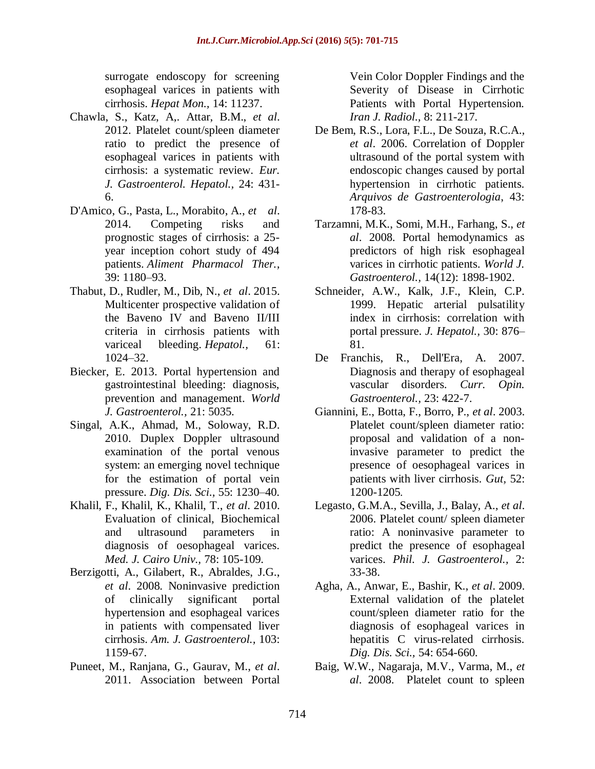surrogate endoscopy for screening esophageal varices in patients with cirrhosis. *Hepat Mon.,* 14: 11237.

Chawla, S., Katz, A,. Attar, B.M., *et al*. 2012. Platelet count/spleen diameter ratio to predict the presence of esophageal varices in patients with cirrhosis: a systematic review. *Eur. J. Gastroenterol. Hepatol.,* 24: 431-6.

D'Amico, G., Pasta, L., Morabito, A., *et al*. 2014. Competing risks and prognostic stages of cirrhosis: a 25-year inception cohort study of 494 patients. *Aliment Pharmacol Ther.,* 39: 1180–93.

Thabut, D., Rudler, M., Dib, N., *et al*. 2015. Multicenter prospective validation of the Baveno IV and Baveno II/III criteria in cirrhosis patients with variceal bleeding. *Hepatol.,* 61: 1024–32.

Biecker, E. 2013. Portal hypertension and gastrointestinal bleeding: diagnosis, prevention and management. *World J. Gastroenterol.,* 21: 5035.

Singal, A.K., Ahmad, M., Soloway, R.D. 2010. Duplex Doppler ultrasound examination of the portal venous system: an emerging novel technique for the estimation of portal vein pressure. *Dig. Dis. Sci.,* 55: 1230–40.

Khalil, F., Khalil, K., Khalil, T., *et al*. 2010. Evaluation of clinical, Biochemical and ultrasound parameters in diagnosis of oesophageal varices. *Med. J. Cairo Univ.,* 78: 105-109.

Berzigotti, A., Gilabert, R., Abraldes, J.G., *et al*. 2008. Noninvasive prediction of clinically significant portal hypertension and esophageal varices in patients with compensated liver cirrhosis. *Am. J. Gastroenterol.,* 103: 1159-67.

Puneet, M., Ranjana, G., Gaurav, M., *et al*. 2011. Association between Portal Vein Color Doppler Findings and the Severity of Disease in Cirrhotic Patients with Portal Hypertension. *Iran J. Radiol.,* 8: 211-217.

De Bem, R.S., Lora, F.L., De Souza, R.C.A., *et al*. 2006. Correlation of Doppler ultrasound of the portal system with endoscopic changes caused by portal hypertension in cirrhotic patients. *Arquivos de Gastroenterologia,* 43: 178-83.

Tarzamni, M.K., Somi, M.H., Farhang, S., *et al*. 2008. Portal hemodynamics as predictors of high risk esophageal varices in cirrhotic patients. *World J. Gastroenterol.,* 14(12): 1898-1902.

Schneider, A.W., Kalk, J.F., Klein, C.P. 1999. Hepatic arterial pulsatility index in cirrhosis: correlation with portal pressure. *J. Hepatol.,* 30: 876–81.

De Franchis, R., Dell'Era, A. 2007. Diagnosis and therapy of esophageal vascular disorders. *Curr. Opin. Gastroenterol.,* 23: 422-7.

Giannini, E., Botta, F., Borro, P., *et al*. 2003. Platelet count/spleen diameter ratio: proposal and validation of a non-invasive parameter to predict the presence of oesophageal varices in patients with liver cirrhosis. *Gut,* 52: 1200-1205.

Legasto, G.M.A., Sevilla, J., Balay, A., *et al*. 2006. Platelet count/ spleen diameter ratio: A noninvasive parameter to predict the presence of esophageal varices. *Phil. J. Gastroenterol.,* 2: 33-38.

Agha, A., Anwar, E., Bashir, K., *et al*. 2009. External validation of the platelet count/spleen diameter ratio for the diagnosis of esophageal varices in hepatitis C virus-related cirrhosis. *Dig. Dis. Sci.,* 54: 654-660.

Baig, W.W., Nagaraja, M.V., Varma, M., *et al*. 2008. Platelet count to spleen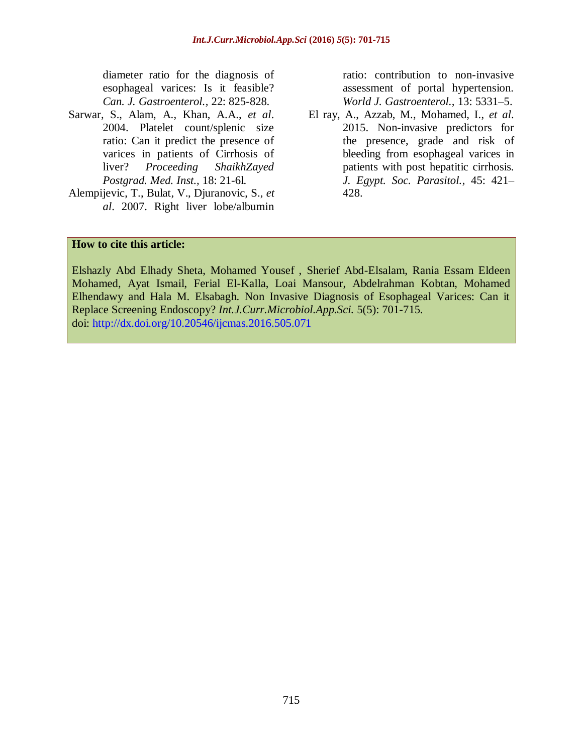diameter ratio for the diagnosis of esophageal varices: Is it feasible? *Can. J. Gastroenterol.*, 22: 825-828.

Sarwar, S., Alam, A., Khan, A.A., *et al*. 2004. Platelet count/splenic size ratio: Can it predict the presence of varices in patients of Cirrhosis of liver? *Proceeding ShaikhZayed Postgrad. Med. Inst.*, 18: 21-6l.

Alempijevic, T., Bulat, V., Djuranovic, S., *et al*. 2007. Right liver lobe/albumin ratio: contribution to non-invasive assessment of portal hypertension. *World J. Gastroenterol.*, 13: 5331–5.

El ray, A., Azzab, M., Mohamed, I., *et al*. 2015. Non-invasive predictors for the presence, grade and risk of bleeding from esophageal varices in patients with post hepatitic cirrhosis. *J. Egypt. Soc. Parasitol.*, 45: 421–428.

**How to cite this article:**

Elshazly Abd Elhady Sheta, Mohamed Yousef , Sherief Abd-Elsalam, Rania Essam Eldeen Mohamed, Ayat Ismail, Ferial El-Kalla, Loai Mansour, Abdelrahman Kobtan, Mohamed Elhendawy and Hala M. Elsabagh. Non Invasive Diagnosis of Esophageal Varices: Can it Replace Screening Endoscopy? *Int.J.Curr.Microbiol.App.Sci.* 5(5): 701-715.
doi: http://dx.doi.org/10.20546/ijcmas.2016.505.071